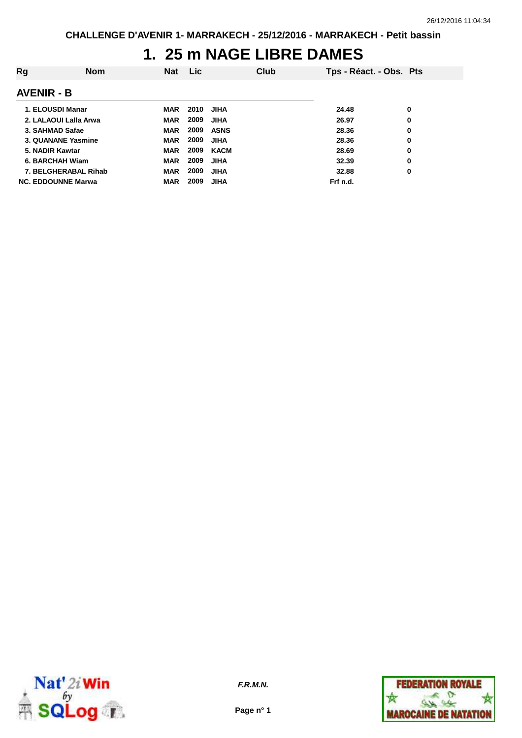CHALLENGE D'AVENIR 1- MARRAKECH - 25/12/2016 - MARRAKECH - Petit bassin

# 1. 25 m NAGE LIBRE DAMES

| Rg | Nom | Nat | Lic | Club | Tps - Réact. - Obs. | Pts |
|---|---|---|---|---|---|---|
| **AVENIR - B** | | | | | | |
| 1. | ELOUSDI Manar | MAR | 2010 | JIHA | 24.48 | 0 |
| 2. | LALAOUI Lalla Arwa | MAR | 2009 | JIHA | 26.97 | 0 |
| 3. | SAHMAD Safae | MAR | 2009 | ASNS | 28.36 | 0 |
| 3. | QUANANE Yasmine | MAR | 2009 | JIHA | 28.36 | 0 |
| 5. | NADIR Kawtar | MAR | 2009 | KACM | 28.69 | 0 |
| 6. | BARCHAH Wiam | MAR | 2009 | JIHA | 32.39 | 0 |
| 7. | BELGHERABAL Rihab | MAR | 2009 | JIHA | 32.88 | 0 |
| NC. | EDDOUNNE Marwa | MAR | 2009 | JIHA | Frf n.d. | |

F.R.M.N.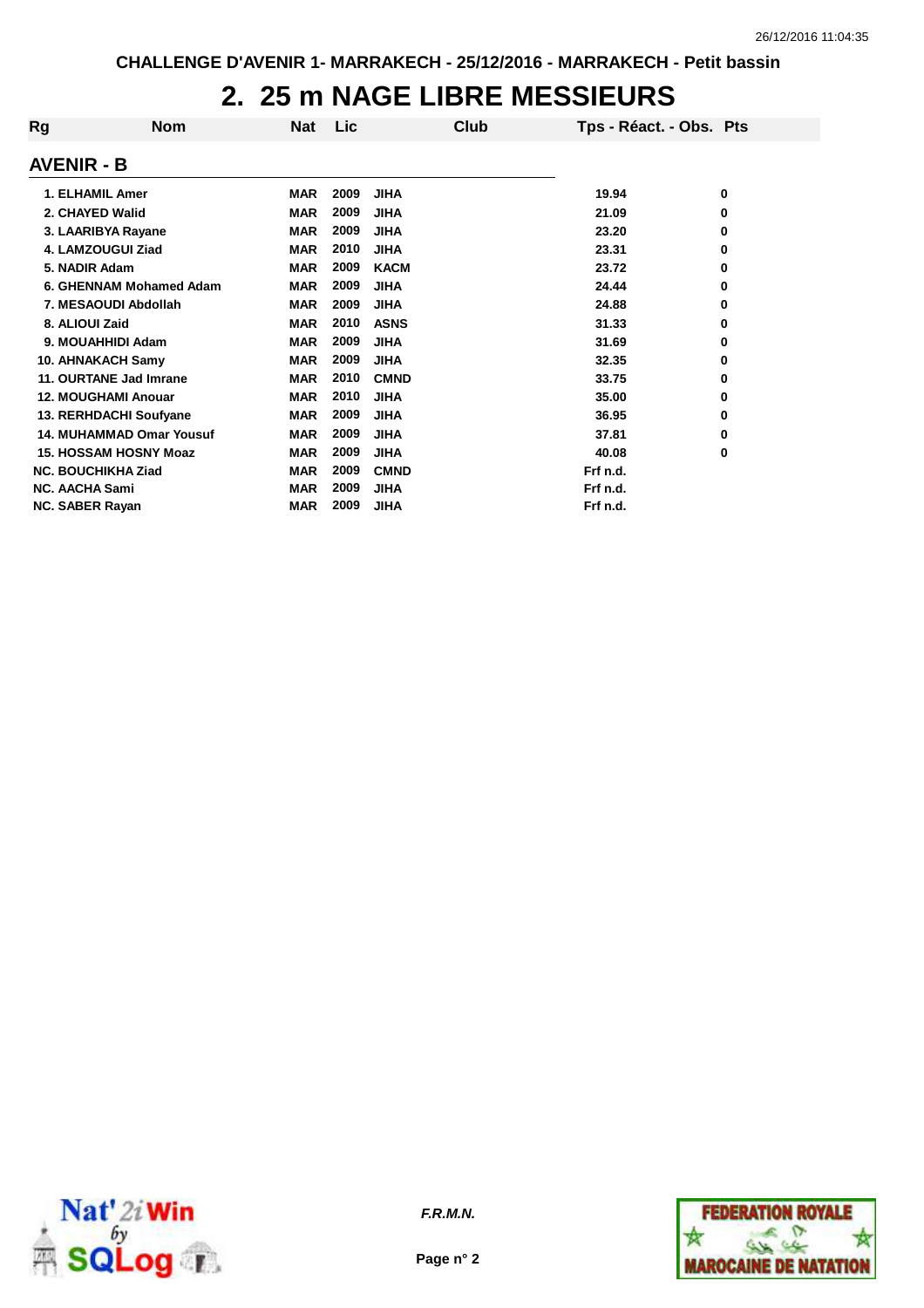CHALLENGE D'AVENIR 1- MARRAKECH - 25/12/2016 - MARRAKECH - Petit bassin

# 2. 25 m NAGE LIBRE MESSIEURS

## AVENIR - B

| Rg | Nom | Nat | Lic | Club | Tps - Réact. - Obs. | Pts |
|---|---|---|---|---|---|---|
| 1. | ELHAMIL Amer | MAR | 2009 | JIHA | 19.94 | 0 |
| 2. | CHAYED Walid | MAR | 2009 | JIHA | 21.09 | 0 |
| 3. | LAARIBYA Rayane | MAR | 2009 | JIHA | 23.20 | 0 |
| 4. | LAMZOUGUI Ziad | MAR | 2010 | JIHA | 23.31 | 0 |
| 5. | NADIR Adam | MAR | 2009 | KACM | 23.72 | 0 |
| 6. | GHENNAM Mohamed Adam | MAR | 2009 | JIHA | 24.44 | 0 |
| 7. | MESAOUDI Abdollah | MAR | 2009 | JIHA | 24.88 | 0 |
| 8. | ALIOUI Zaid | MAR | 2010 | ASNS | 31.33 | 0 |
| 9. | MOUAHHIDI Adam | MAR | 2009 | JIHA | 31.69 | 0 |
| 10. | AHNAKACH Samy | MAR | 2009 | JIHA | 32.35 | 0 |
| 11. | OURTANE Jad Imrane | MAR | 2010 | CMND | 33.75 | 0 |
| 12. | MOUGHAMI Anouar | MAR | 2010 | JIHA | 35.00 | 0 |
| 13. | RERHDACHI Soufyane | MAR | 2009 | JIHA | 36.95 | 0 |
| 14. | MUHAMMAD Omar Yousuf | MAR | 2009 | JIHA | 37.81 | 0 |
| 15. | HOSSAM HOSNY Moaz | MAR | 2009 | JIHA | 40.08 | 0 |
| NC. | BOUCHIKHA Ziad | MAR | 2009 | CMND | Frf n.d. | |
| NC. | AACHA Sami | MAR | 2009 | JIHA | Frf n.d. | |
| NC. | SABER Rayan | MAR | 2009 | JIHA | Frf n.d. | |

*F.R.M.N.*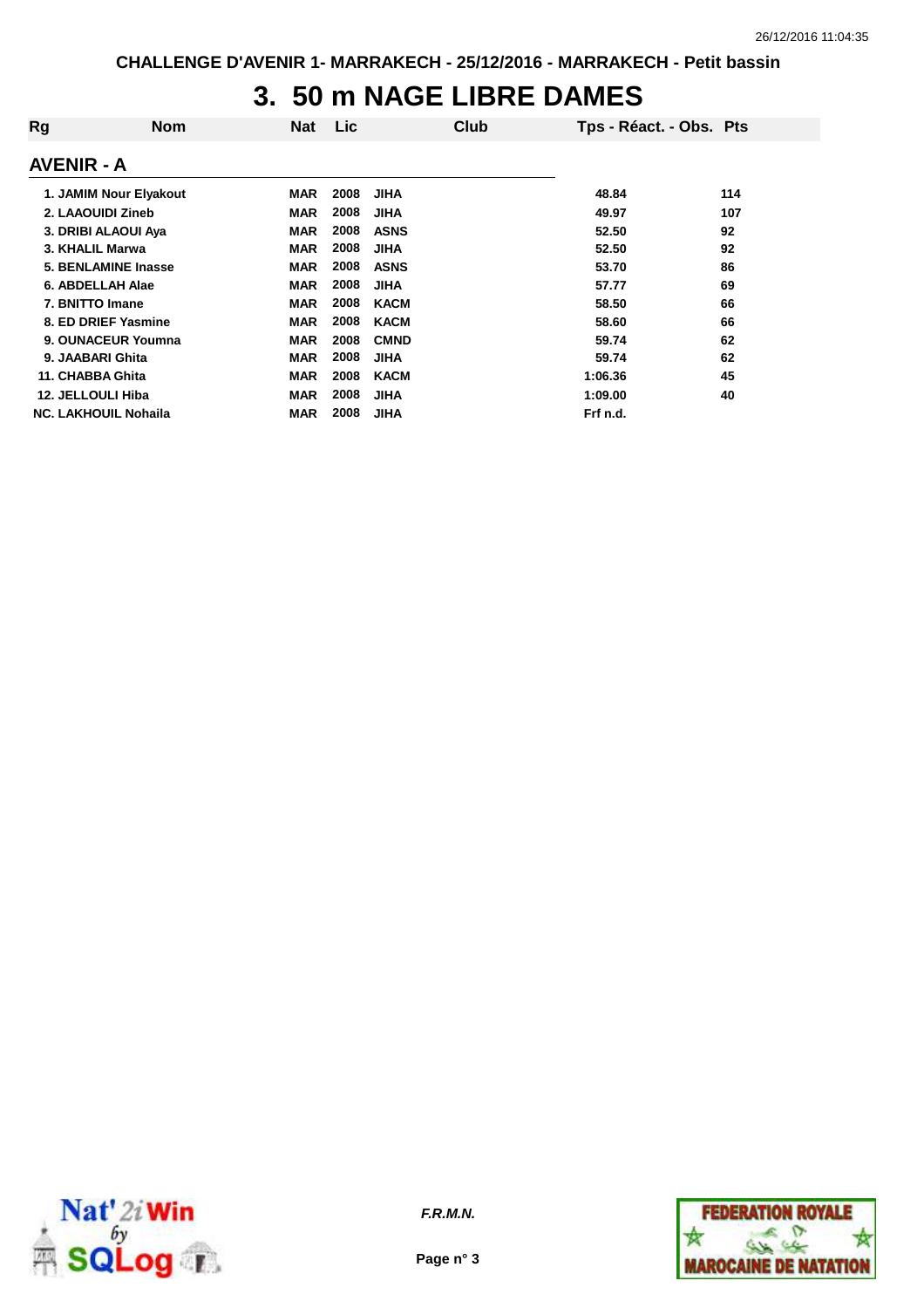CHALLENGE D'AVENIR 1- MARRAKECH - 25/12/2016 - MARRAKECH - Petit bassin

# 3. 50 m NAGE LIBRE DAMES

| Rg | Nom | Nat | Lic | Club | Tps - Réact. - Obs. | Pts |
|---|---|---|---|---|---|---|
| **AVENIR - A** | | | | | | |
| 1. | JAMIM Nour Elyakout | MAR | 2008 | JIHA | 48.84 | 114 |
| 2. | LAAOUIDI Zineb | MAR | 2008 | JIHA | 49.97 | 107 |
| 3. | DRIBI ALAOUI Aya | MAR | 2008 | ASNS | 52.50 | 92 |
| 3. | KHALIL Marwa | MAR | 2008 | JIHA | 52.50 | 92 |
| 5. | BENLAMINE Inasse | MAR | 2008 | ASNS | 53.70 | 86 |
| 6. | ABDELLAH Alae | MAR | 2008 | JIHA | 57.77 | 69 |
| 7. | BNITTO Imane | MAR | 2008 | KACM | 58.50 | 66 |
| 8. | ED DRIEF Yasmine | MAR | 2008 | KACM | 58.60 | 66 |
| 9. | OUNACEUR Youmna | MAR | 2008 | CMND | 59.74 | 62 |
| 9. | JAABARI Ghita | MAR | 2008 | JIHA | 59.74 | 62 |
| 11. | CHABBA Ghita | MAR | 2008 | KACM | 1:06.36 | 45 |
| 12. | JELLOULI Hiba | MAR | 2008 | JIHA | 1:09.00 | 40 |
| NC. | LAKHOUIL Nohaila | MAR | 2008 | JIHA | Frf n.d. | |

*F.R.M.N.*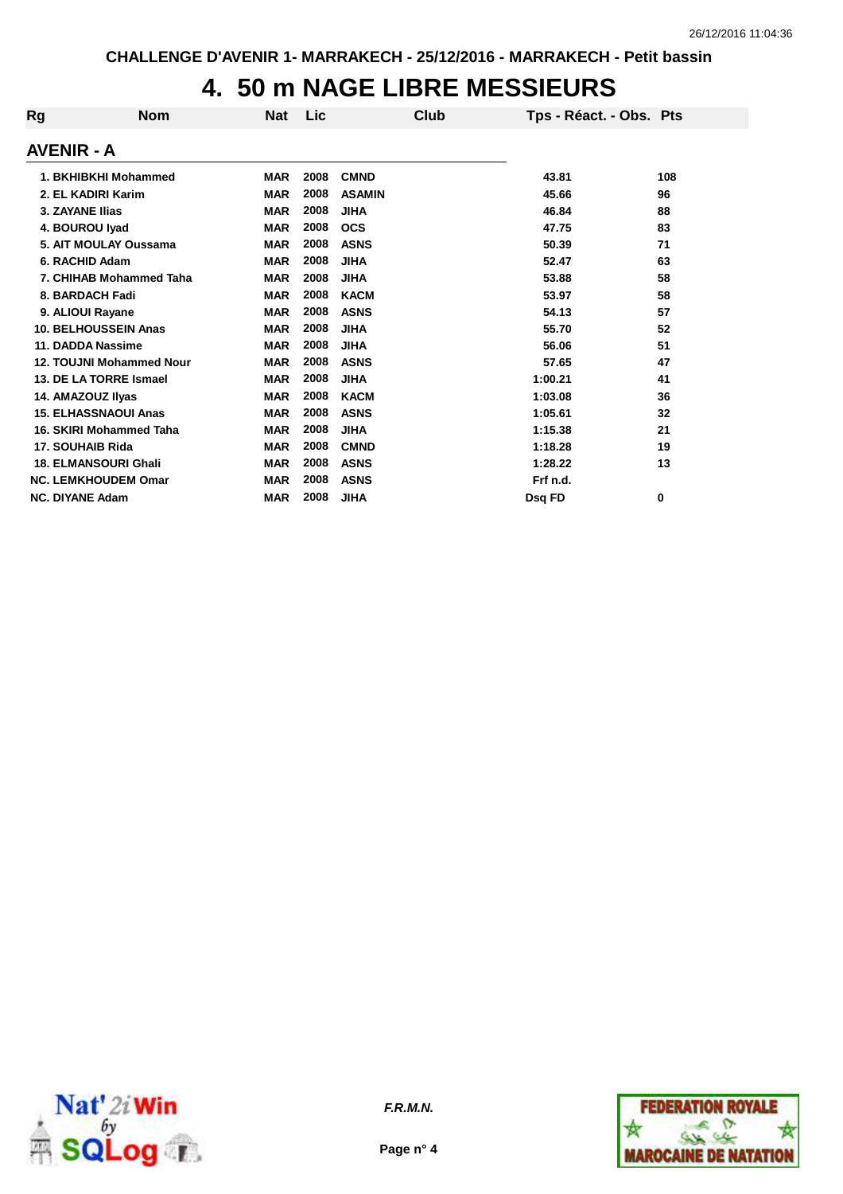CHALLENGE D'AVENIR 1- MARRAKECH - 25/12/2016 - MARRAKECH - Petit bassin

# 4. 50 m NAGE LIBRE MESSIEURS

| Rg | Nom | Nat | Lic | Club | Tps - Réact. - Obs. | Pts |
|---|---|---|---|---|---|---|

## AVENIR - A

| Rg | Nom | Nat | Lic | Club | Tps - Réact. - Obs. | Pts |
|---|---|---|---|---|---|---|
| 1. | BKHIBKHI Mohammed | MAR | 2008 | CMND | 43.81 | 108 |
| 2. | EL KADIRI Karim | MAR | 2008 | ASAMIN | 45.66 | 96 |
| 3. | ZAYANE Ilias | MAR | 2008 | JIHA | 46.84 | 88 |
| 4. | BOUROU Iyad | MAR | 2008 | OCS | 47.75 | 83 |
| 5. | AIT MOULAY Oussama | MAR | 2008 | ASNS | 50.39 | 71 |
| 6. | RACHID Adam | MAR | 2008 | JIHA | 52.47 | 63 |
| 7. | CHIHAB Mohammed Taha | MAR | 2008 | JIHA | 53.88 | 58 |
| 8. | BARDACH Fadi | MAR | 2008 | KACM | 53.97 | 58 |
| 9. | ALIOUI Rayane | MAR | 2008 | ASNS | 54.13 | 57 |
| 10. | BELHOUSSEIN Anas | MAR | 2008 | JIHA | 55.70 | 52 |
| 11. | DADDA Nassime | MAR | 2008 | JIHA | 56.06 | 51 |
| 12. | TOUJNI Mohammed Nour | MAR | 2008 | ASNS | 57.65 | 47 |
| 13. | DE LA TORRE Ismael | MAR | 2008 | JIHA | 1:00.21 | 41 |
| 14. | AMAZOUZ Ilyas | MAR | 2008 | KACM | 1:03.08 | 36 |
| 15. | ELHASSNAOUI Anas | MAR | 2008 | ASNS | 1:05.61 | 32 |
| 16. | SKIRI Mohammed Taha | MAR | 2008 | JIHA | 1:15.38 | 21 |
| 17. | SOUHAIB Rida | MAR | 2008 | CMND | 1:18.28 | 19 |
| 18. | ELMANSOURI Ghali | MAR | 2008 | ASNS | 1:28.22 | 13 |
| NC. | LEMKHOUDEM Omar | MAR | 2008 | ASNS | Frf n.d. | |
| NC. | DIYANE Adam | MAR | 2008 | JIHA | Dsq FD | 0 |

*F.R.M.N.*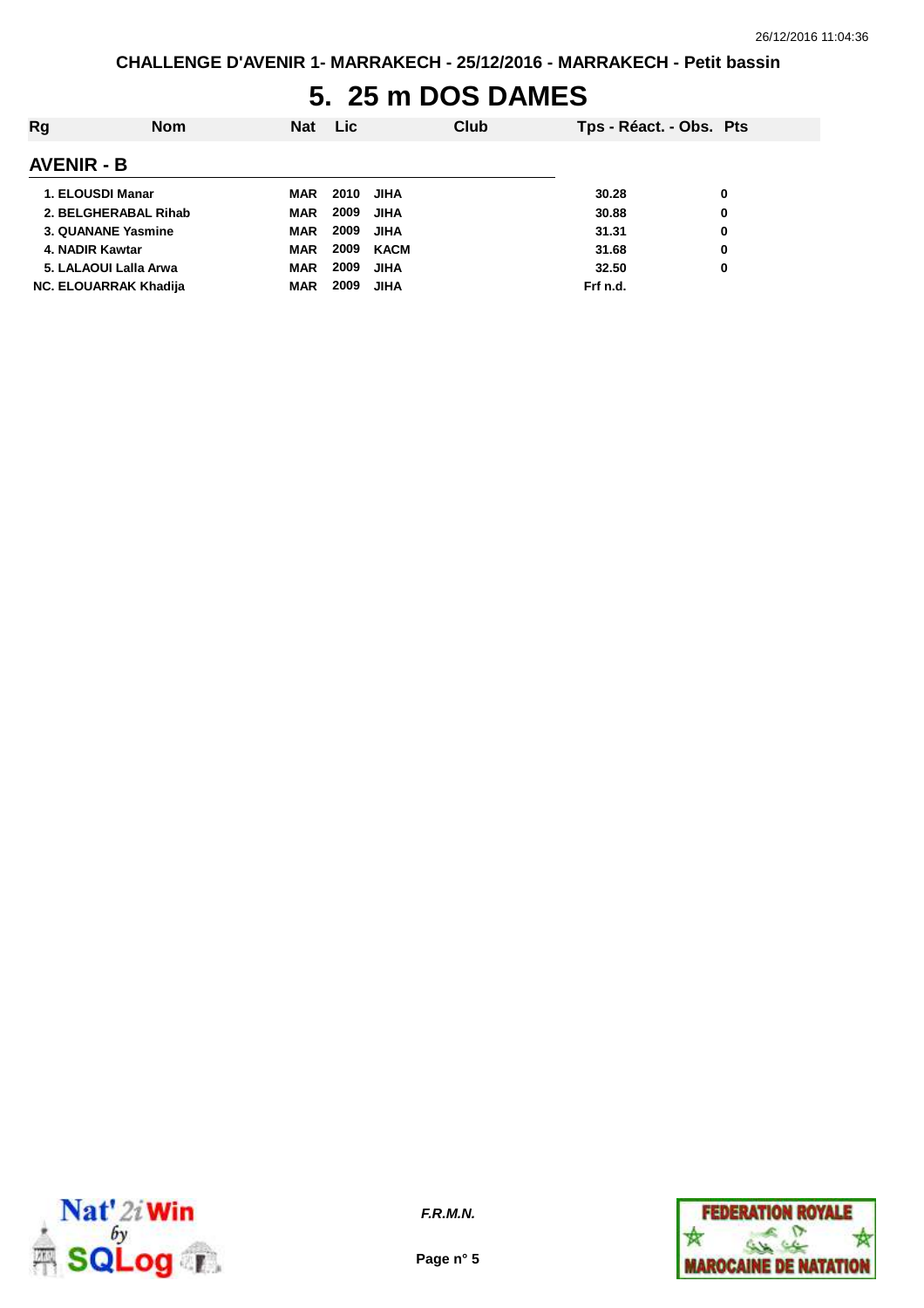CHALLENGE D'AVENIR 1- MARRAKECH - 25/12/2016 - MARRAKECH - Petit bassin

# 5. 25 m DOS DAMES

| Rg | Nom | Nat | Lic | Club | Tps - Réact. - Obs. | Pts |
|---|---|---|---|---|---|---|

## AVENIR - B

| Rg | Nom | Nat | Lic | Club | Tps - Réact. - Obs. | Pts |
|---|---|---|---|---|---|---|
| 1. | ELOUSDI Manar | MAR | 2010 | JIHA | 30.28 | 0 |
| 2. | BELGHERABAL Rihab | MAR | 2009 | JIHA | 30.88 | 0 |
| 3. | QUANANE Yasmine | MAR | 2009 | JIHA | 31.31 | 0 |
| 4. | NADIR Kawtar | MAR | 2009 | KACM | 31.68 | 0 |
| 5. | LALAOUI Lalla Arwa | MAR | 2009 | JIHA | 32.50 | 0 |
| NC. | ELOUARRAK Khadija | MAR | 2009 | JIHA | Frf n.d. | |

*F.R.M.N.*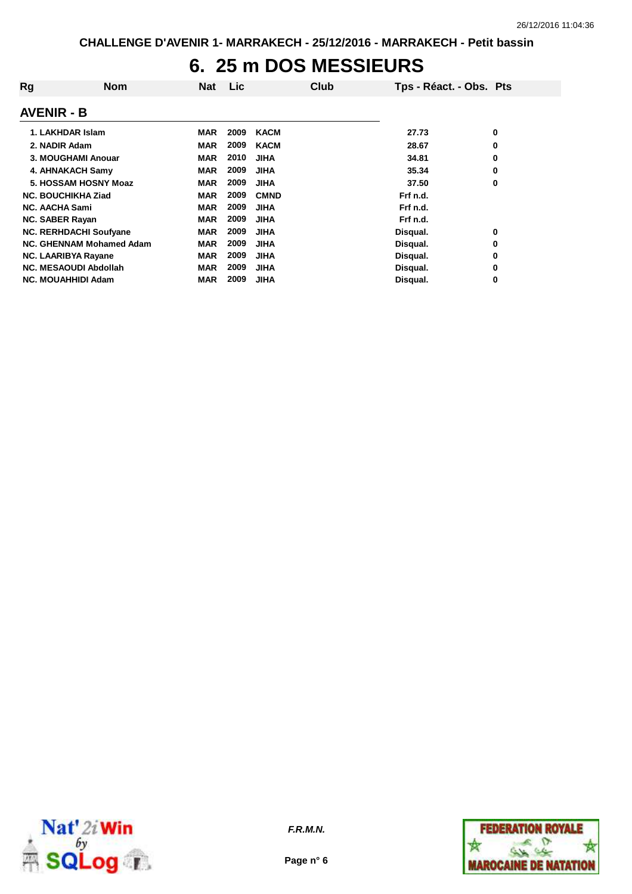CHALLENGE D'AVENIR 1- MARRAKECH - 25/12/2016 - MARRAKECH - Petit bassin

# 6. 25 m DOS MESSIEURS

## AVENIR - B

| Rg | Nom | Nat | Lic | Club | Tps - Réact. - Obs. | Pts |
|---|---|---|---|---|---|---|
| 1. | LAKHDAR Islam | MAR | 2009 | KACM | 27.73 | 0 |
| 2. | NADIR Adam | MAR | 2009 | KACM | 28.67 | 0 |
| 3. | MOUGHAMI Anouar | MAR | 2010 | JIHA | 34.81 | 0 |
| 4. | AHNAKACH Samy | MAR | 2009 | JIHA | 35.34 | 0 |
| 5. | HOSSAM HOSNY Moaz | MAR | 2009 | JIHA | 37.50 | 0 |
| NC. | BOUCHIKHA Ziad | MAR | 2009 | CMND | Frf n.d. | |
| NC. | AACHA Sami | MAR | 2009 | JIHA | Frf n.d. | |
| NC. | SABER Rayan | MAR | 2009 | JIHA | Frf n.d. | |
| NC. | RERHDACHI Soufyane | MAR | 2009 | JIHA | Disqual. | 0 |
| NC. | GHENNAM Mohamed Adam | MAR | 2009 | JIHA | Disqual. | 0 |
| NC. | LAARIBYA Rayane | MAR | 2009 | JIHA | Disqual. | 0 |
| NC. | MESAOUDI Abdollah | MAR | 2009 | JIHA | Disqual. | 0 |
| NC. | MOUAHHIDI Adam | MAR | 2009 | JIHA | Disqual. | 0 |

*F.R.M.N.*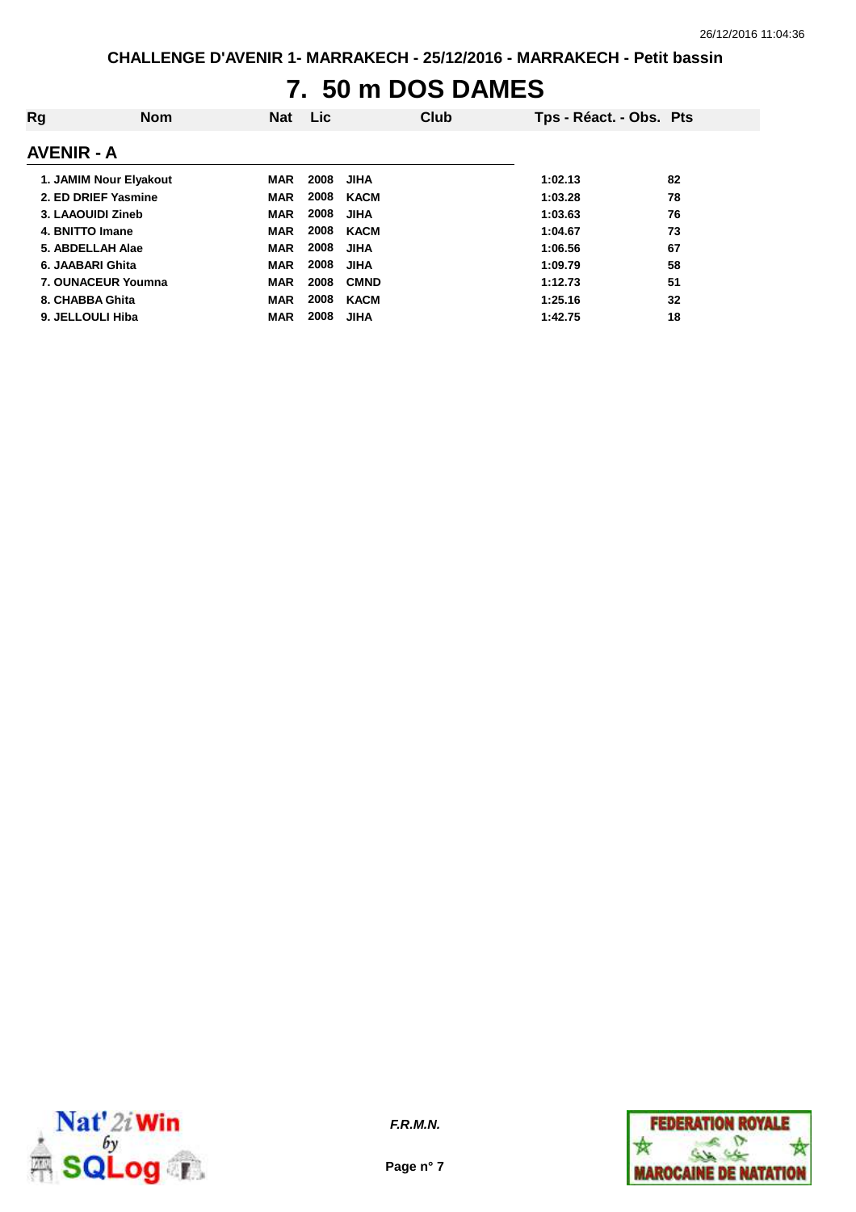CHALLENGE D'AVENIR 1- MARRAKECH - 25/12/2016 - MARRAKECH - Petit bassin

# 7. 50 m DOS DAMES

## AVENIR - A

| Rg | Nom | Nat | Lic | Club | Tps - Réact. - Obs. | Pts |
|---|---|---|---|---|---|---|
| 1. | JAMIM Nour Elyakout | MAR | 2008 | JIHA | 1:02.13 | 82 |
| 2. | ED DRIEF Yasmine | MAR | 2008 | KACM | 1:03.28 | 78 |
| 3. | LAAOUIDI Zineb | MAR | 2008 | JIHA | 1:03.63 | 76 |
| 4. | BNITTO Imane | MAR | 2008 | KACM | 1:04.67 | 73 |
| 5. | ABDELLAH Alae | MAR | 2008 | JIHA | 1:06.56 | 67 |
| 6. | JAABARI Ghita | MAR | 2008 | JIHA | 1:09.79 | 58 |
| 7. | OUNACEUR Youmna | MAR | 2008 | CMND | 1:12.73 | 51 |
| 8. | CHABBA Ghita | MAR | 2008 | KACM | 1:25.16 | 32 |
| 9. | JELLOULI Hiba | MAR | 2008 | JIHA | 1:42.75 | 18 |

*F.R.M.N.*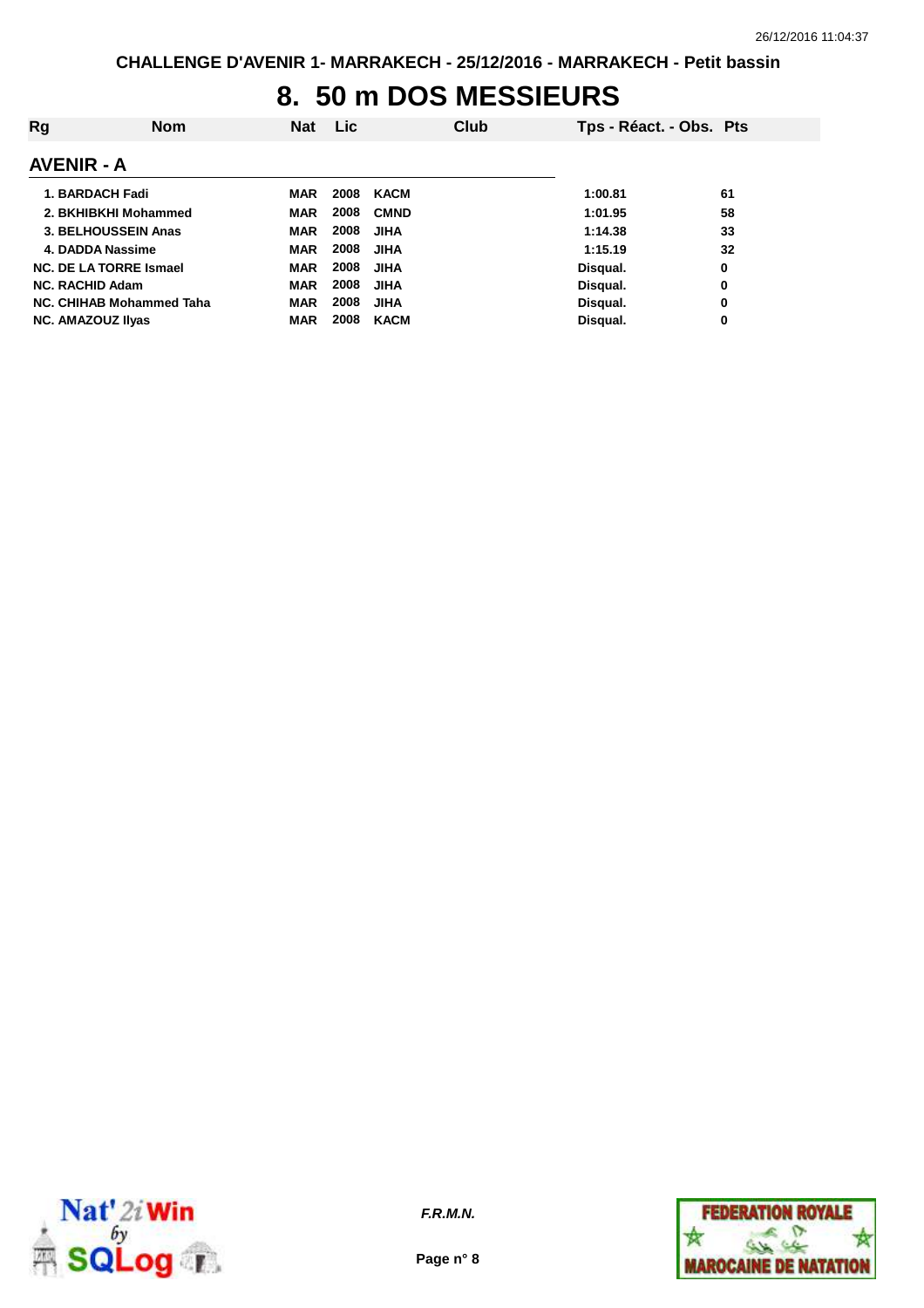CHALLENGE D'AVENIR 1- MARRAKECH - 25/12/2016 - MARRAKECH - Petit bassin

# 8. 50 m DOS MESSIEURS

| Rg | Nom | Nat | Lic | Club | Tps - Réact. - Obs. | Pts |
|---|---|---|---|---|---|---|

## AVENIR - A

| Rg | Nom | Nat | Lic | Club | Tps - Réact. - Obs. | Pts |
|---|---|---|---|---|---|---|
| 1. | BARDACH Fadi | MAR | 2008 | KACM | 1:00.81 | 61 |
| 2. | BKHIBKHI Mohammed | MAR | 2008 | CMND | 1:01.95 | 58 |
| 3. | BELHOUSSEIN Anas | MAR | 2008 | JIHA | 1:14.38 | 33 |
| 4. | DADDA Nassime | MAR | 2008 | JIHA | 1:15.19 | 32 |
| NC. | DE LA TORRE Ismael | MAR | 2008 | JIHA | Disqual. | 0 |
| NC. | RACHID Adam | MAR | 2008 | JIHA | Disqual. | 0 |
| NC. | CHIHAB Mohammed Taha | MAR | 2008 | JIHA | Disqual. | 0 |
| NC. | AMAZOUZ Ilyas | MAR | 2008 | KACM | Disqual. | 0 |

*F.R.M.N.*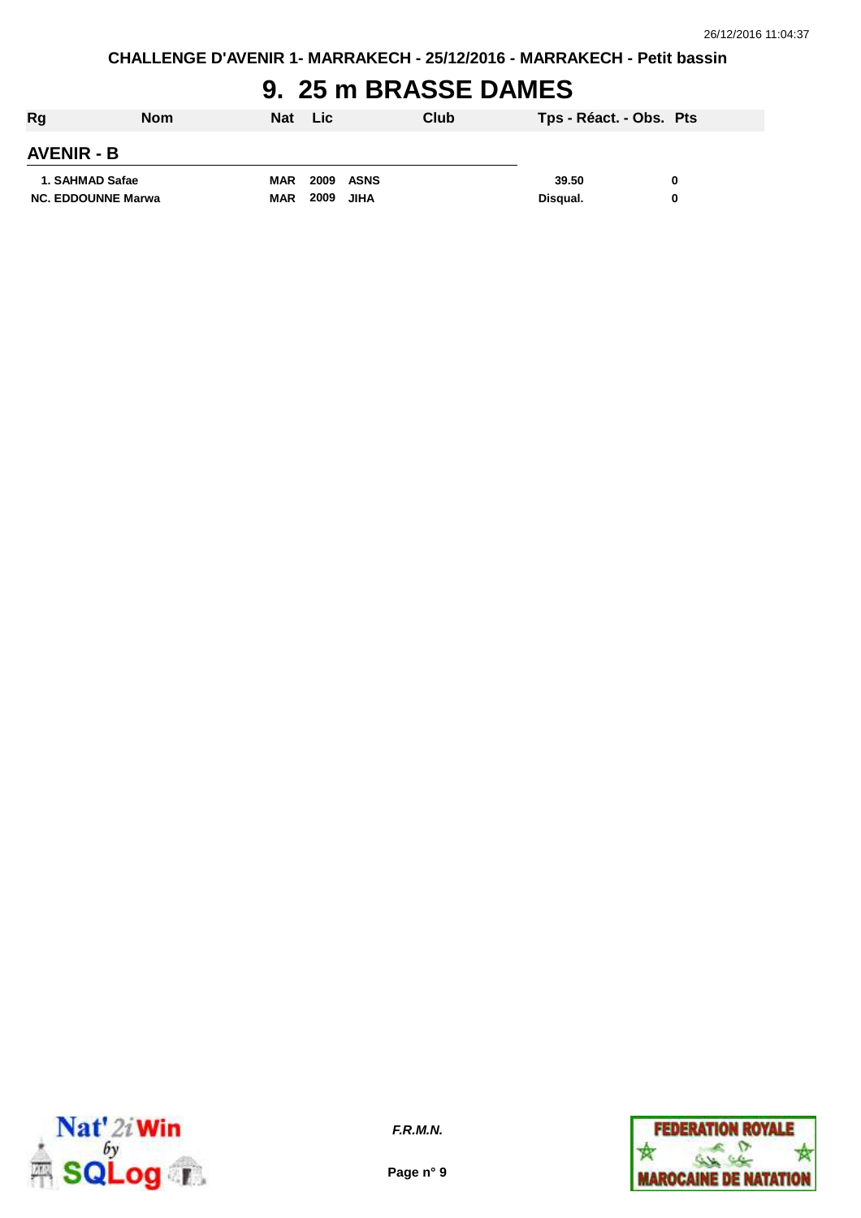# 9. 25 m BRASSE DAMES

| Rg | Nom | Nat | Lic | Club | Tps - Réact. - Obs. | Pts |
|---|---|---|---|---|---|---|
| **AVENIR - B** | | | | | | |
| 1. | SAHMAD Safae | MAR | 2009 | ASNS | 39.50 | 0 |
| NC. | EDDOUNNE Marwa | MAR | 2009 | JIHA | Disqual. | 0 |

*F.R.M.N.*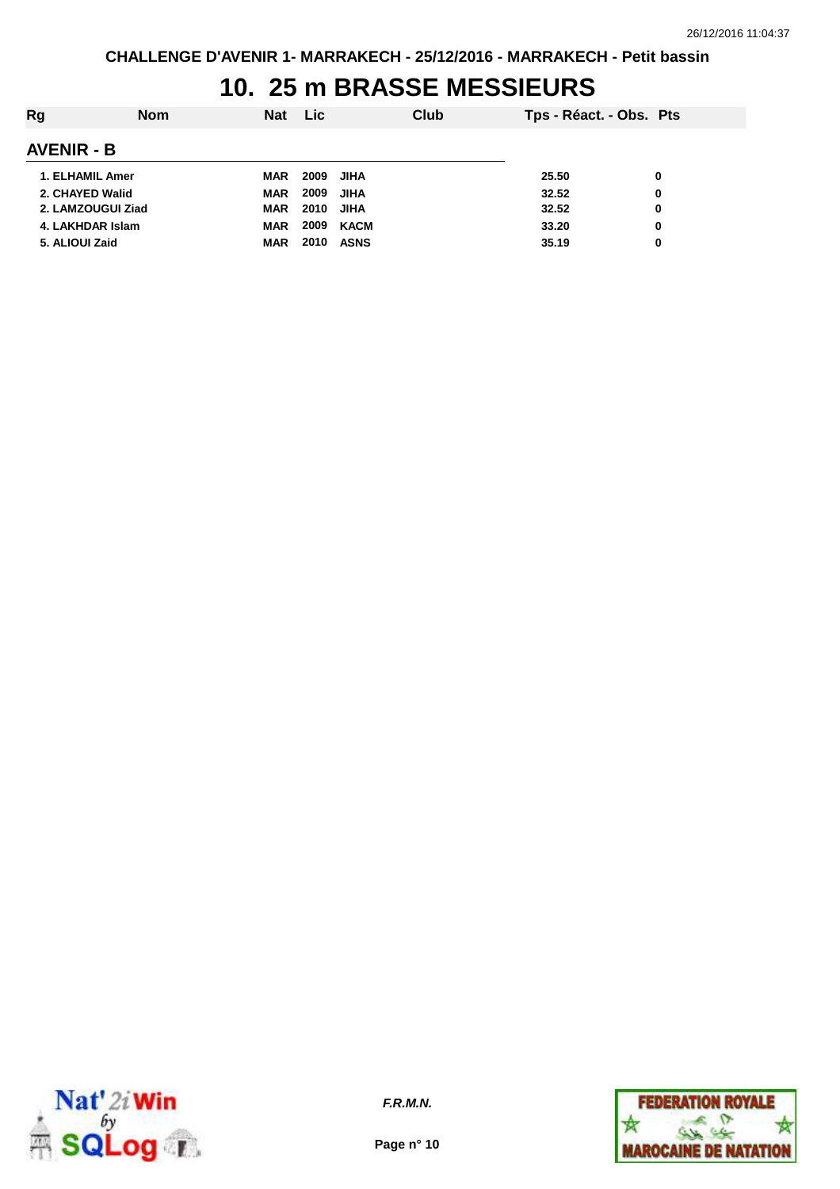# 10. 25 m BRASSE MESSIEURS

## AVENIR - B

| Rg | Nom | Nat | Lic | Club | Tps - Réact. - Obs. | Pts |
|---|---|---|---|---|---|---|
| 1. | ELHAMIL Amer | MAR | 2009 | JIHA | 25.50 | 0 |
| 2. | CHAYED Walid | MAR | 2009 | JIHA | 32.52 | 0 |
| 2. | LAMZOUGUI Ziad | MAR | 2010 | JIHA | 32.52 | 0 |
| 4. | LAKHDAR Islam | MAR | 2009 | KACM | 33.20 | 0 |
| 5. | ALIOUI Zaid | MAR | 2010 | ASNS | 35.19 | 0 |

*F.R.M.N.*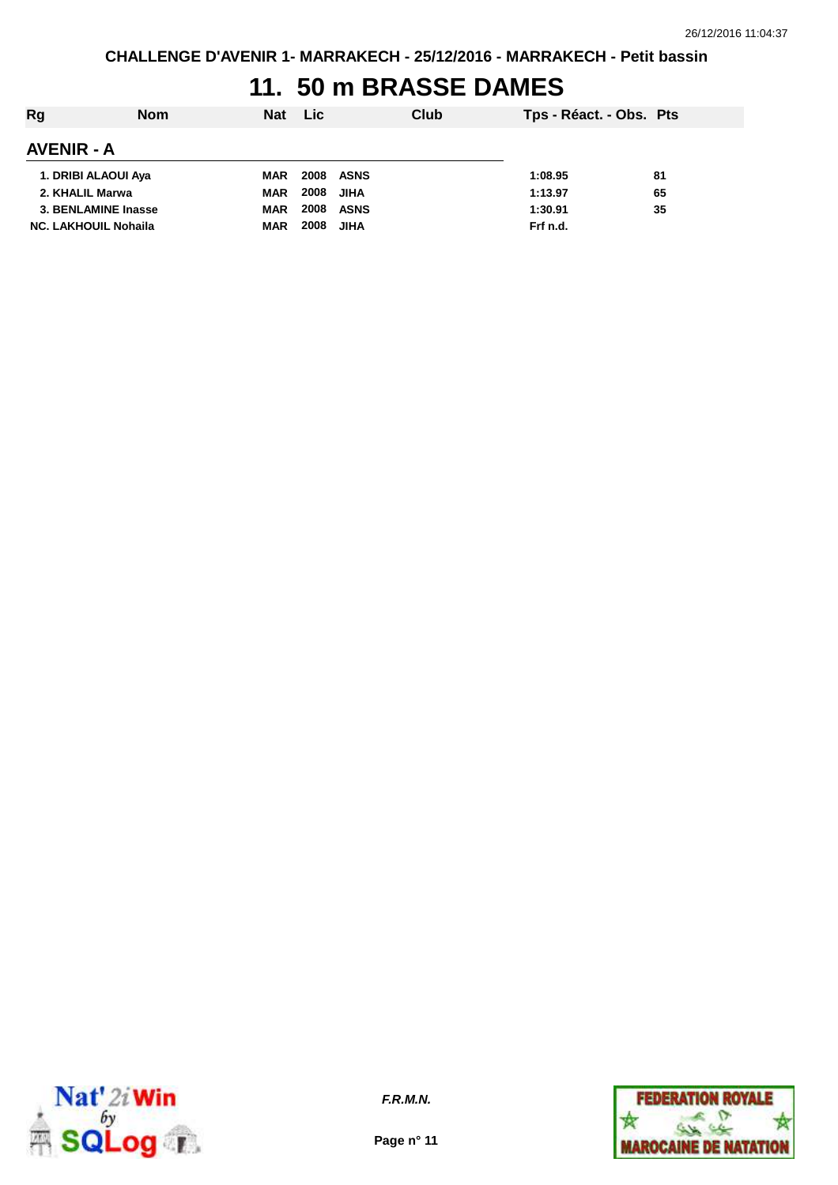# 11. 50 m BRASSE DAMES

| Rg | Nom | Nat | Lic | Club | Tps - Réact. - Obs. | Pts |
|---|---|---|---|---|---|---|
| **AVENIR - A** | | | | | | |
| 1. | DRIBI ALAOUI Aya | MAR | 2008 | ASNS | 1:08.95 | 81 |
| 2. | KHALIL Marwa | MAR | 2008 | JIHA | 1:13.97 | 65 |
| 3. | BENLAMINE Inasse | MAR | 2008 | ASNS | 1:30.91 | 35 |
| NC. | LAKHOUIL Nohaila | MAR | 2008 | JIHA | Frf n.d. | |

*F.R.M.N.*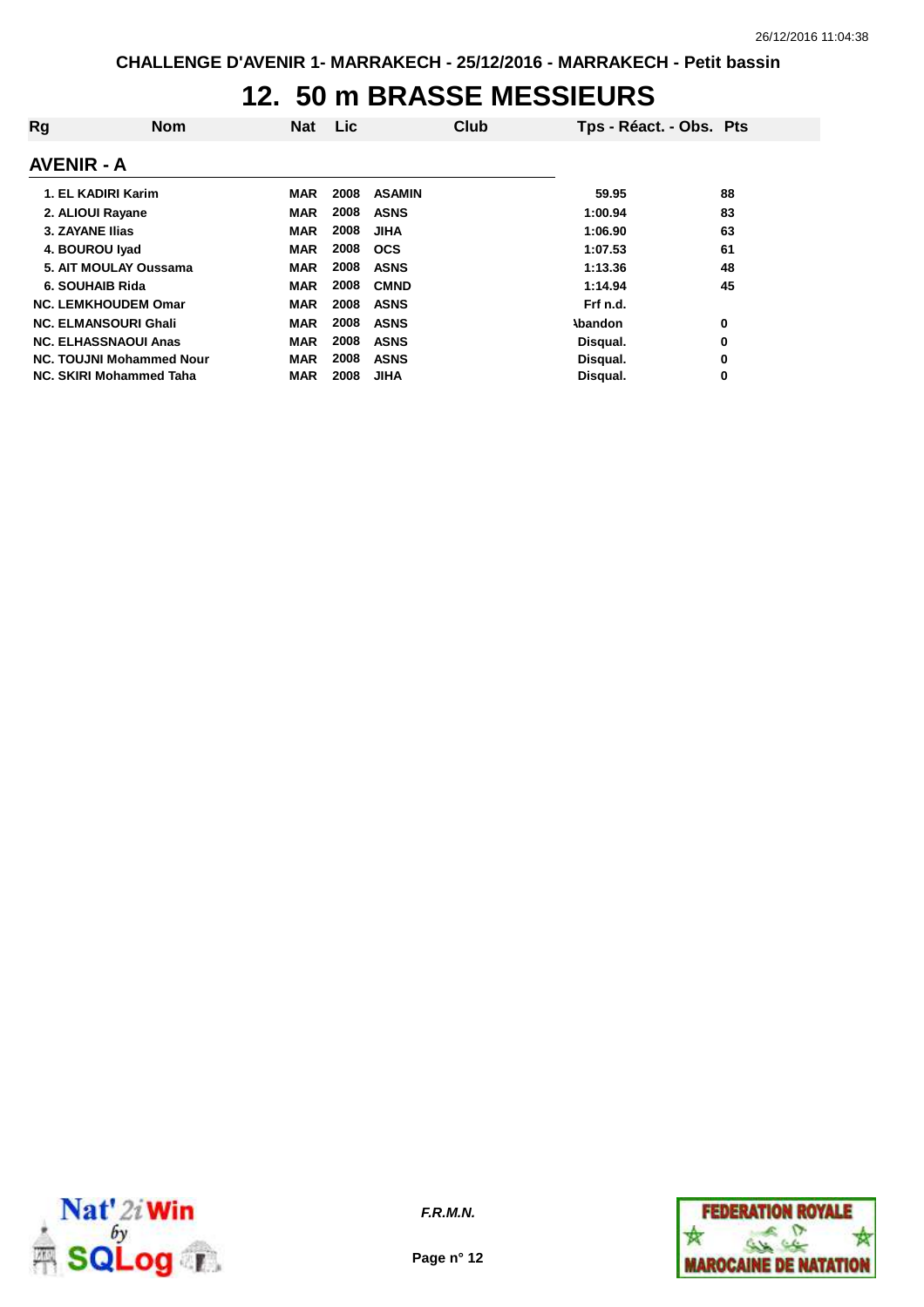CHALLENGE D'AVENIR 1- MARRAKECH - 25/12/2016 - MARRAKECH - Petit bassin

# 12. 50 m BRASSE MESSIEURS

| Rg | Nom | Nat | Lic | Club | Tps - Réact. - Obs. | Pts |
|---|---|---|---|---|---|---|

## AVENIR - A

| Rg | Nom | Nat | Lic | Club | Tps - Réact. - Obs. | Pts |
|---|---|---|---|---|---|---|
| 1. | EL KADIRI Karim | MAR | 2008 | ASAMIN | 59.95 | 88 |
| 2. | ALIOUI Rayane | MAR | 2008 | ASNS | 1:00.94 | 83 |
| 3. | ZAYANE Ilias | MAR | 2008 | JIHA | 1:06.90 | 63 |
| 4. | BOUROU Iyad | MAR | 2008 | OCS | 1:07.53 | 61 |
| 5. | AIT MOULAY Oussama | MAR | 2008 | ASNS | 1:13.36 | 48 |
| 6. | SOUHAIB Rida | MAR | 2008 | CMND | 1:14.94 | 45 |
| NC. | LEMKHOUDEM Omar | MAR | 2008 | ASNS | Frf n.d. | |
| NC. | ELMANSOURI Ghali | MAR | 2008 | ASNS | Abandon | 0 |
| NC. | ELHASSNAOUI Anas | MAR | 2008 | ASNS | Disqual. | 0 |
| NC. | TOUJNI Mohammed Nour | MAR | 2008 | ASNS | Disqual. | 0 |
| NC. | SKIRI Mohammed Taha | MAR | 2008 | JIHA | Disqual. | 0 |

*F.R.M.N.*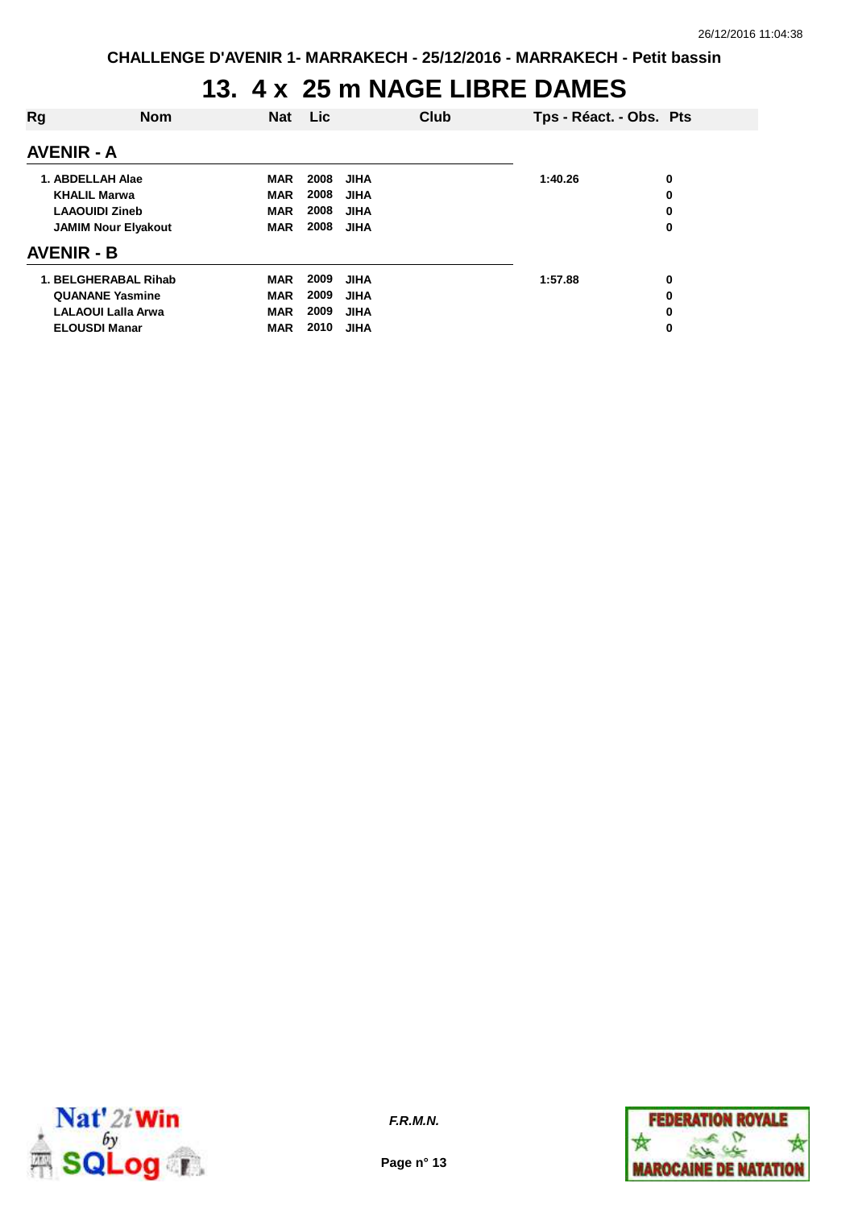# 13. 4 x 25 m NAGE LIBRE DAMES

| Rg | Nom | Nat | Lic | Club | Tps - Réact. - Obs. | Pts |
|---|---|---|---|---|---|---|
| **AVENIR - A** | | | | | | |
| 1. | ABDELLAH Alae | MAR | 2008 | JIHA | 1:40.26 | 0 |
| | KHALIL Marwa | MAR | 2008 | JIHA | | 0 |
| | LAAOUIDI Zineb | MAR | 2008 | JIHA | | 0 |
| | JAMIM Nour Elyakout | MAR | 2008 | JIHA | | 0 |
| **AVENIR - B** | | | | | | |
| 1. | BELGHERABAL Rihab | MAR | 2009 | JIHA | 1:57.88 | 0 |
| | QUANANE Yasmine | MAR | 2009 | JIHA | | 0 |
| | LALAOUI Lalla Arwa | MAR | 2009 | JIHA | | 0 |
| | ELOUSDI Manar | MAR | 2010 | JIHA | | 0 |

*F.R.M.N.*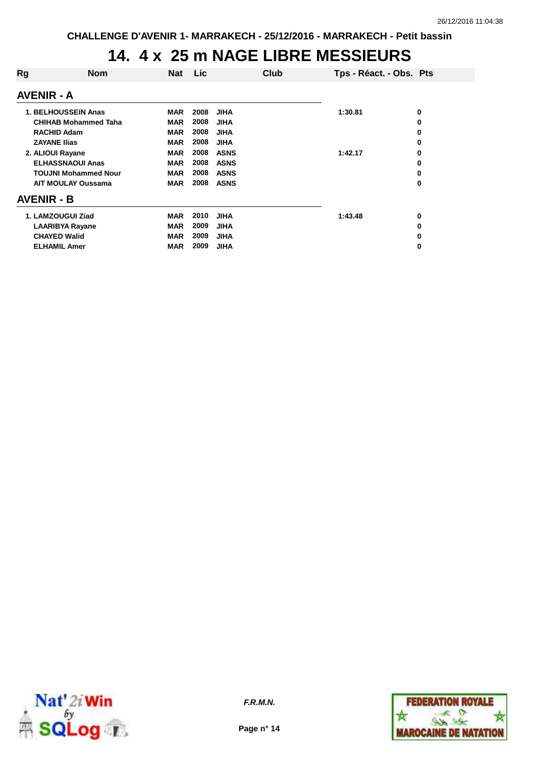CHALLENGE D'AVENIR 1- MARRAKECH - 25/12/2016 - MARRAKECH - Petit bassin

# 14. 4 x 25 m NAGE LIBRE MESSIEURS

| Rg | Nom | Nat | Lic | Club | Tps - Réact. - Obs. | Pts |
|---|---|---|---|---|---|---|
| **AVENIR - A** | | | | | | |
| 1. | BELHOUSSEIN Anas | MAR | 2008 | JIHA | 1:30.81 | 0 |
| | CHIHAB Mohammed Taha | MAR | 2008 | JIHA | | 0 |
| | RACHID Adam | MAR | 2008 | JIHA | | 0 |
| | ZAYANE Ilias | MAR | 2008 | JIHA | | 0 |
| 2. | ALIOUI Rayane | MAR | 2008 | ASNS | 1:42.17 | 0 |
| | ELHASSNAOUI Anas | MAR | 2008 | ASNS | | 0 |
| | TOUJNI Mohammed Nour | MAR | 2008 | ASNS | | 0 |
| | AIT MOULAY Oussama | MAR | 2008 | ASNS | | 0 |
| **AVENIR - B** | | | | | | |
| 1. | LAMZOUGUI Ziad | MAR | 2010 | JIHA | 1:43.48 | 0 |
| | LAARIBYA Rayane | MAR | 2009 | JIHA | | 0 |
| | CHAYED Walid | MAR | 2009 | JIHA | | 0 |
| | ELHAMIL Amer | MAR | 2009 | JIHA | | 0 |

*F.R.M.N.*